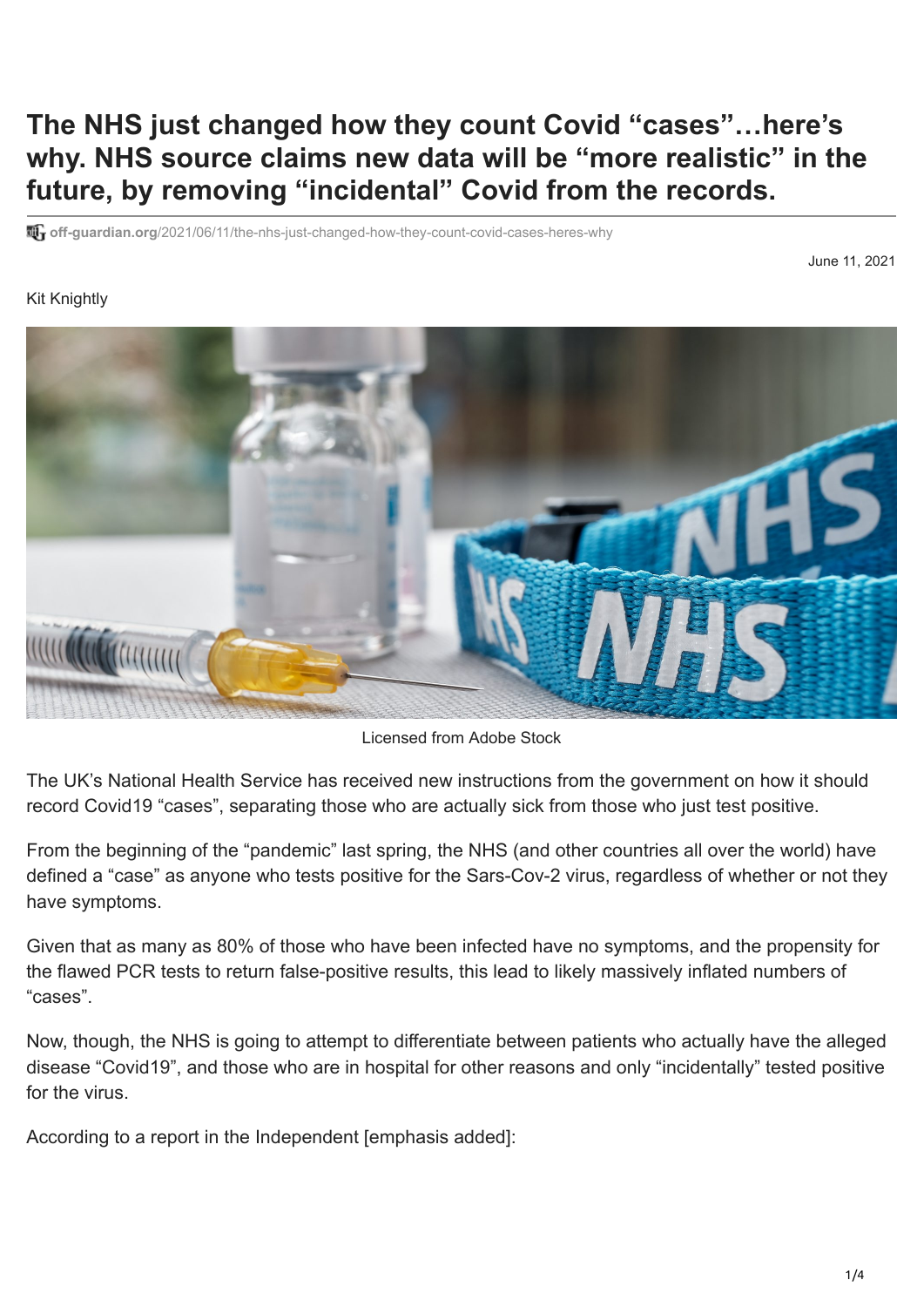# The NHS just changed how they count Covid "cases"…here's why. NHS source claims new data will be "more realistic" in the future, by removing "incidental" Covid from the records.

off-guardian.org/2021/06/11/the-nhs-just-changed-how-they-count-covid-cases-heres-why

June 11, 2021

Kit Knightly

Licensed from Adobe Stock

The UK's National Health Service has received new instructions from the government on how it should record Covid19 "cases", separating those who are actually sick from those who just test positive.

From the beginning of the "pandemic" last spring, the NHS (and other countries all over the world) have defined a "case" as anyone who tests positive for the Sars-Cov-2 virus, regardless of whether or not they have symptoms.

Given that as many as 80% of those who have been infected have no symptoms, and the propensity for the flawed PCR tests to return false-positive results, this lead to likely massively inflated numbers of "cases".

Now, though, the NHS is going to attempt to differentiate between patients who actually have the alleged disease "Covid19", and those who are in hospital for other reasons and only "incidentally" tested positive for the virus.

According to a report in the Independent [emphasis added]: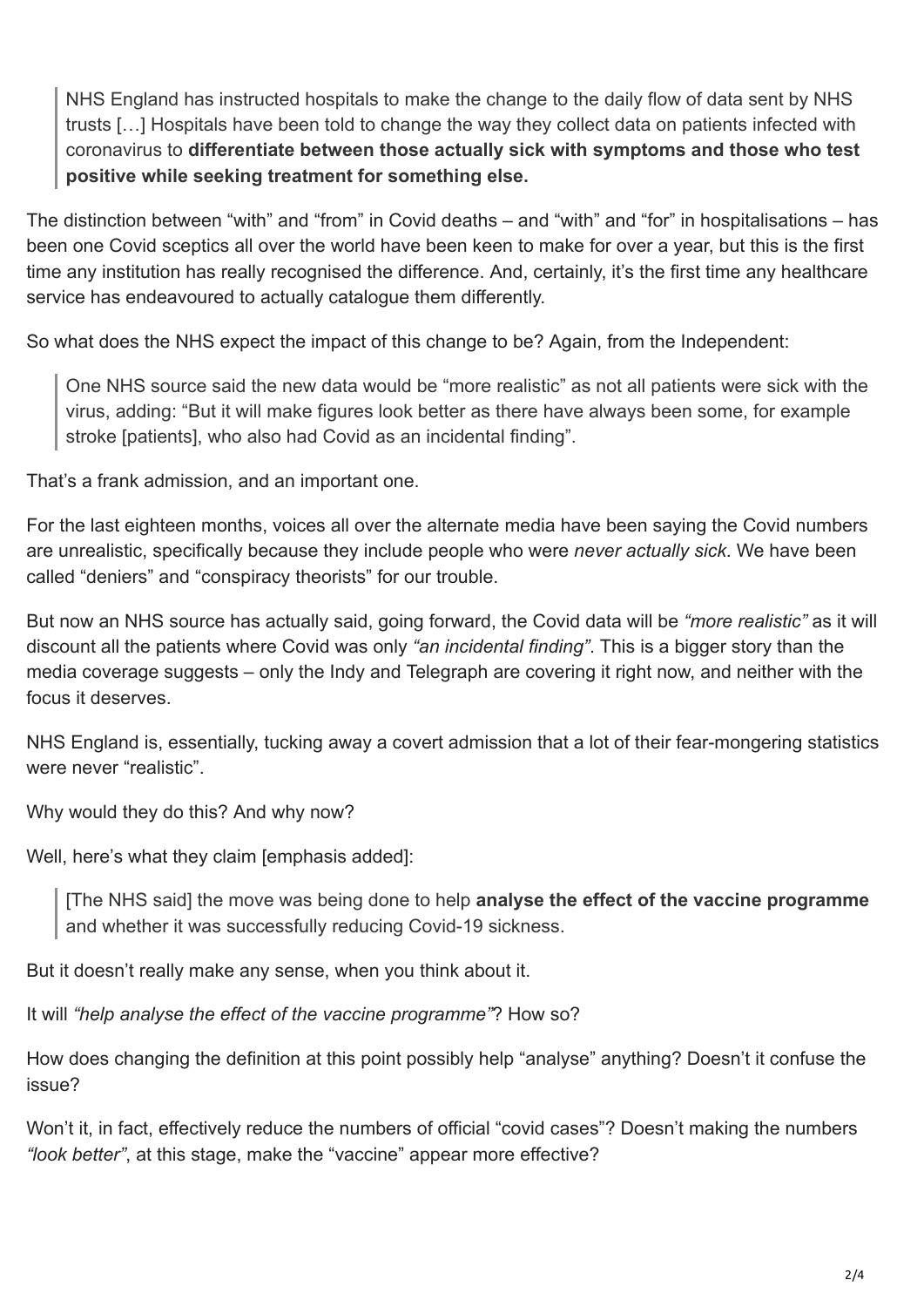> NHS England has instructed hospitals to make the change to the daily flow of data sent by NHS trusts […] Hospitals have been told to change the way they collect data on patients infected with coronavirus to **differentiate between those actually sick with symptoms and those who test positive while seeking treatment for something else.**

The distinction between "with" and "from" in Covid deaths – and "with" and "for" in hospitalisations – has been one Covid sceptics all over the world have been keen to make for over a year, but this is the first time any institution has really recognised the difference. And, certainly, it's the first time any healthcare service has endeavoured to actually catalogue them differently.

So what does the NHS expect the impact of this change to be? Again, from the Independent:

> One NHS source said the new data would be "more realistic" as not all patients were sick with the virus, adding: "But it will make figures look better as there have always been some, for example stroke [patients], who also had Covid as an incidental finding".

That's a frank admission, and an important one.

For the last eighteen months, voices all over the alternate media have been saying the Covid numbers are unrealistic, specifically because they include people who were *never actually sick*. We have been called "deniers" and "conspiracy theorists" for our trouble.

But now an NHS source has actually said, going forward, the Covid data will be *"more realistic"* as it will discount all the patients where Covid was only *"an incidental finding"*. This is a bigger story than the media coverage suggests – only the Indy and Telegraph are covering it right now, and neither with the focus it deserves.

NHS England is, essentially, tucking away a covert admission that a lot of their fear-mongering statistics were never "realistic".

Why would they do this? And why now?

Well, here's what they claim [emphasis added]:

> [The NHS said] the move was being done to help **analyse the effect of the vaccine programme** and whether it was successfully reducing Covid-19 sickness.

But it doesn't really make any sense, when you think about it.

It will *"help analyse the effect of the vaccine programme"*? How so?

How does changing the definition at this point possibly help "analyse" anything? Doesn't it confuse the issue?

Won't it, in fact, effectively reduce the numbers of official "covid cases"? Doesn't making the numbers *"look better"*, at this stage, make the "vaccine" appear more effective?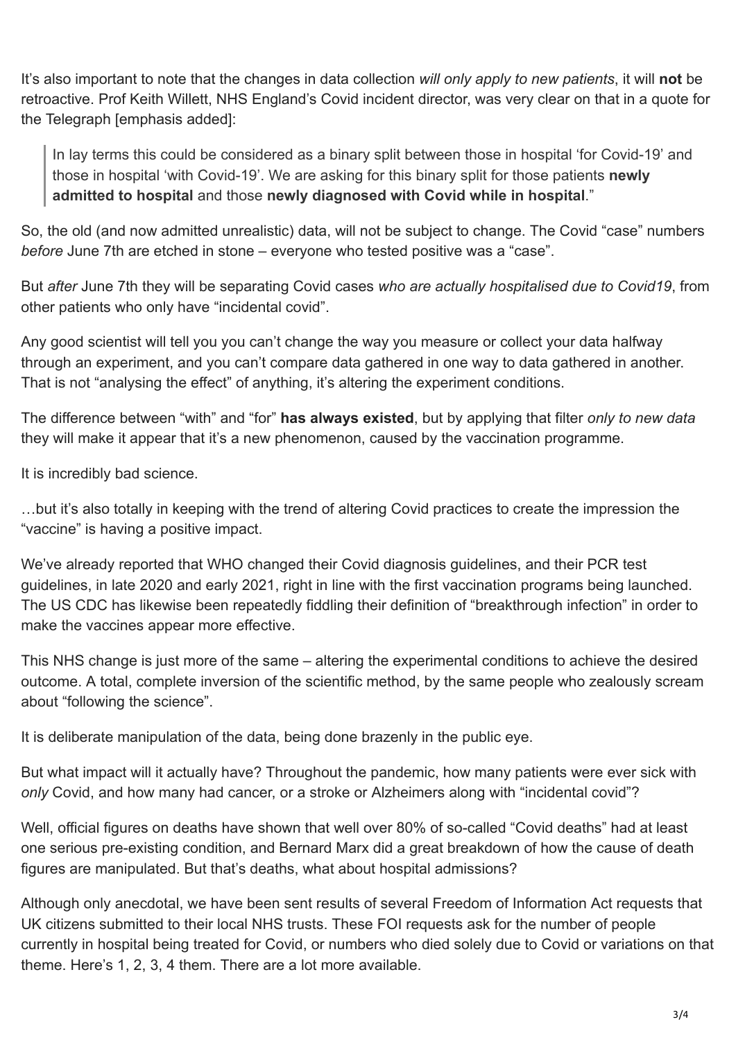It's also important to note that the changes in data collection *will only apply to new patients*, it will **not** be retroactive. Prof Keith Willett, NHS England's Covid incident director, was very clear on that in a quote for the Telegraph [emphasis added]:

> In lay terms this could be considered as a binary split between those in hospital 'for Covid-19' and those in hospital 'with Covid-19'. We are asking for this binary split for those patients **newly admitted to hospital** and those **newly diagnosed with Covid while in hospital**."

So, the old (and now admitted unrealistic) data, will not be subject to change. The Covid "case" numbers *before* June 7th are etched in stone – everyone who tested positive was a "case".

But *after* June 7th they will be separating Covid cases *who are actually hospitalised due to Covid19*, from other patients who only have "incidental covid".

Any good scientist will tell you you can't change the way you measure or collect your data halfway through an experiment, and you can't compare data gathered in one way to data gathered in another. That is not "analysing the effect" of anything, it's altering the experiment conditions.

The difference between "with" and "for" **has always existed**, but by applying that filter *only to new data* they will make it appear that it's a new phenomenon, caused by the vaccination programme.

It is incredibly bad science.

…but it's also totally in keeping with the trend of altering Covid practices to create the impression the "vaccine" is having a positive impact.

We've already reported that WHO changed their Covid diagnosis guidelines, and their PCR test guidelines, in late 2020 and early 2021, right in line with the first vaccination programs being launched. The US CDC has likewise been repeatedly fiddling their definition of "breakthrough infection" in order to make the vaccines appear more effective.

This NHS change is just more of the same – altering the experimental conditions to achieve the desired outcome. A total, complete inversion of the scientific method, by the same people who zealously scream about "following the science".

It is deliberate manipulation of the data, being done brazenly in the public eye.

But what impact will it actually have? Throughout the pandemic, how many patients were ever sick with *only* Covid, and how many had cancer, or a stroke or Alzheimers along with "incidental covid"?

Well, official figures on deaths have shown that well over 80% of so-called "Covid deaths" had at least one serious pre-existing condition, and Bernard Marx did a great breakdown of how the cause of death figures are manipulated. But that's deaths, what about hospital admissions?

Although only anecdotal, we have been sent results of several Freedom of Information Act requests that UK citizens submitted to their local NHS trusts. These FOI requests ask for the number of people currently in hospital being treated for Covid, or numbers who died solely due to Covid or variations on that theme. Here's 1, 2, 3, 4 them. There are a lot more available.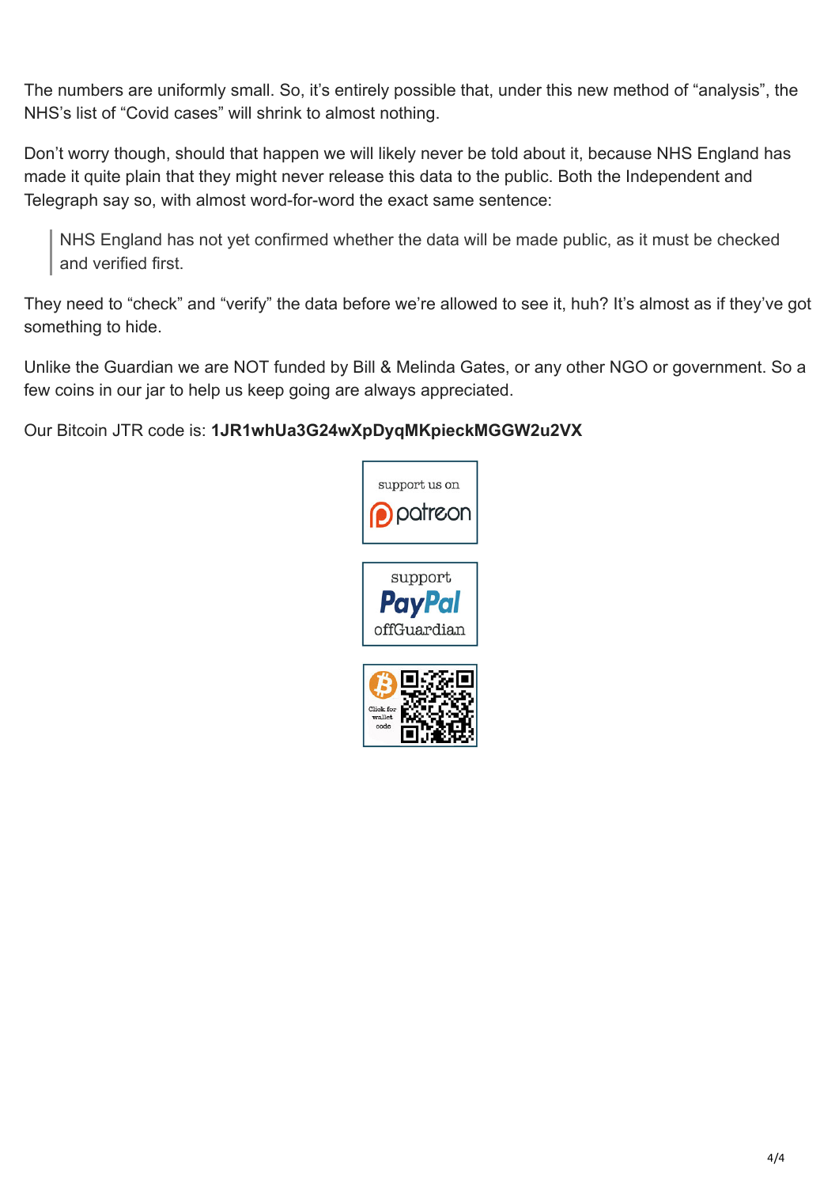The numbers are uniformly small. So, it's entirely possible that, under this new method of "analysis", the NHS's list of "Covid cases" will shrink to almost nothing.

Don't worry though, should that happen we will likely never be told about it, because NHS England has made it quite plain that they might never release this data to the public. Both the Independent and Telegraph say so, with almost word-for-word the exact same sentence:

> NHS England has not yet confirmed whether the data will be made public, as it must be checked and verified first.

They need to "check" and "verify" the data before we're allowed to see it, huh? It's almost as if they've got something to hide.

Unlike the Guardian we are NOT funded by Bill & Melinda Gates, or any other NGO or government. So a few coins in our jar to help us keep going are always appreciated.

Our Bitcoin JTR code is: **1JR1whUa3G24wXpDyqMKpieckMGGW2u2VX**

support us on patreon

support PayPal offGuardian

Click for wallet code